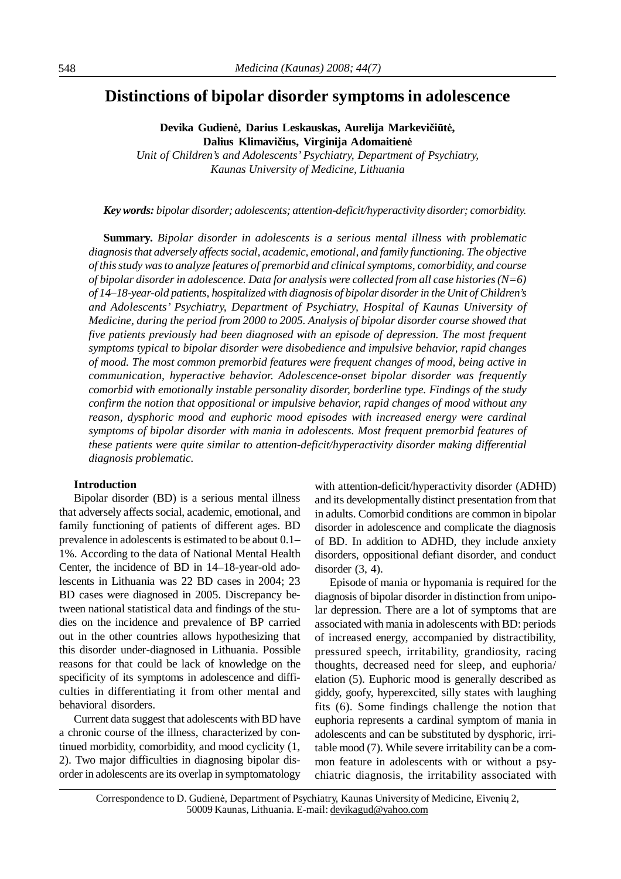# Distinctions of bipolar disorder symptoms in adolescence

**Devika Gudienė, Darius Leskauskas, Aurelija Markevičiūtė, Dalius Klimavičius, Virginija Adomaitienė**

*Unit of Children's and Adolescents' Psychiatry, Department of Psychiatry, Kaunas University of Medicine, Lithuania*

***Key words:*** *bipolar disorder; adolescents; attention-deficit/hyperactivity disorder; comorbidity.*

**Summary.** *Bipolar disorder in adolescents is a serious mental illness with problematic diagnosis that adversely affects social, academic, emotional, and family functioning. The objective of this study was to analyze features of premorbid and clinical symptoms, comorbidity, and course of bipolar disorder in adolescence. Data for analysis were collected from all case histories (N=6) of 14–18-year-old patients, hospitalized with diagnosis of bipolar disorder in the Unit of Children's and Adolescents' Psychiatry, Department of Psychiatry, Hospital of Kaunas University of Medicine, during the period from 2000 to 2005. Analysis of bipolar disorder course showed that five patients previously had been diagnosed with an episode of depression. The most frequent symptoms typical to bipolar disorder were disobedience and impulsive behavior, rapid changes of mood. The most common premorbid features were frequent changes of mood, being active in communication, hyperactive behavior. Adolescence-onset bipolar disorder was frequently comorbid with emotionally instable personality disorder, borderline type. Findings of the study confirm the notion that oppositional or impulsive behavior, rapid changes of mood without any reason, dysphoric mood and euphoric mood episodes with increased energy were cardinal symptoms of bipolar disorder with mania in adolescents. Most frequent premorbid features of these patients were quite similar to attention-deficit/hyperactivity disorder making differential diagnosis problematic.*

## Introduction

Bipolar disorder (BD) is a serious mental illness that adversely affects social, academic, emotional, and family functioning of patients of different ages. BD prevalence in adolescents is estimated to be about 0.1–1%. According to the data of National Mental Health Center, the incidence of BD in 14–18-year-old adolescents in Lithuania was 22 BD cases in 2004; 23 BD cases were diagnosed in 2005. Discrepancy between national statistical data and findings of the studies on the incidence and prevalence of BP carried out in the other countries allows hypothesizing that this disorder under-diagnosed in Lithuania. Possible reasons for that could be lack of knowledge on the specificity of its symptoms in adolescence and difficulties in differentiating it from other mental and behavioral disorders.

Current data suggest that adolescents with BD have a chronic course of the illness, characterized by continued morbidity, comorbidity, and mood cyclicity (1, 2). Two major difficulties in diagnosing bipolar disorder in adolescents are its overlap in symptomatology with attention-deficit/hyperactivity disorder (ADHD) and its developmentally distinct presentation from that in adults. Comorbid conditions are common in bipolar disorder in adolescence and complicate the diagnosis of BD. In addition to ADHD, they include anxiety disorders, oppositional defiant disorder, and conduct disorder (3, 4).

Episode of mania or hypomania is required for the diagnosis of bipolar disorder in distinction from unipolar depression. There are a lot of symptoms that are associated with mania in adolescents with BD: periods of increased energy, accompanied by distractibility, pressured speech, irritability, grandiosity, racing thoughts, decreased need for sleep, and euphoria/elation (5). Euphoric mood is generally described as giddy, goofy, hyperexcited, silly states with laughing fits (6). Some findings challenge the notion that euphoria represents a cardinal symptom of mania in adolescents and can be substituted by dysphoric, irritable mood (7). While severe irritability can be a common feature in adolescents with or without a psychiatric diagnosis, the irritability associated with

Correspondence to D. Gudienė, Department of Psychiatry, Kaunas University of Medicine, Eivenių 2, 50009 Kaunas, Lithuania. E-mail: devikagud@yahoo.com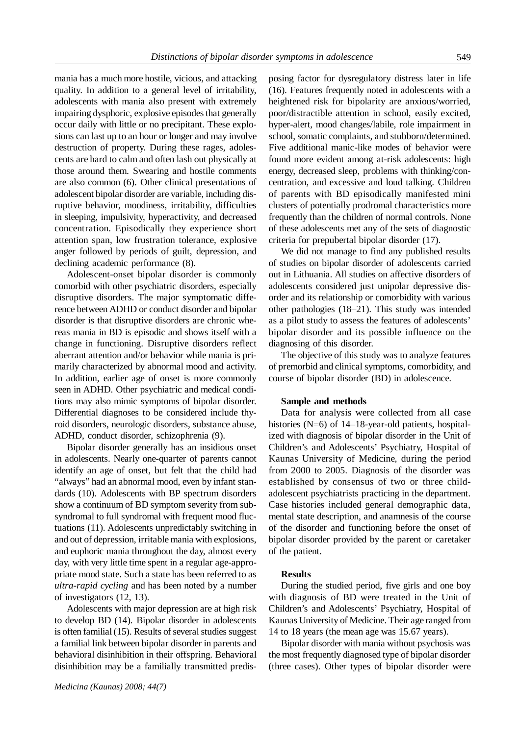mania has a much more hostile, vicious, and attacking quality. In addition to a general level of irritability, adolescents with mania also present with extremely impairing dysphoric, explosive episodes that generally occur daily with little or no precipitant. These explosions can last up to an hour or longer and may involve destruction of property. During these rages, adolescents are hard to calm and often lash out physically at those around them. Swearing and hostile comments are also common (6). Other clinical presentations of adolescent bipolar disorder are variable, including disruptive behavior, moodiness, irritability, difficulties in sleeping, impulsivity, hyperactivity, and decreased concentration. Episodically they experience short attention span, low frustration tolerance, explosive anger followed by periods of guilt, depression, and declining academic performance (8).

Adolescent-onset bipolar disorder is commonly comorbid with other psychiatric disorders, especially disruptive disorders. The major symptomatic difference between ADHD or conduct disorder and bipolar disorder is that disruptive disorders are chronic whereas mania in BD is episodic and shows itself with a change in functioning. Disruptive disorders reflect aberrant attention and/or behavior while mania is primarily characterized by abnormal mood and activity. In addition, earlier age of onset is more commonly seen in ADHD. Other psychiatric and medical conditions may also mimic symptoms of bipolar disorder. Differential diagnoses to be considered include thyroid disorders, neurologic disorders, substance abuse, ADHD, conduct disorder, schizophrenia (9).

Bipolar disorder generally has an insidious onset in adolescents. Nearly one-quarter of parents cannot identify an age of onset, but felt that the child had "always" had an abnormal mood, even by infant standards (10). Adolescents with BP spectrum disorders show a continuum of BD symptom severity from subsyndromal to full syndromal with frequent mood fluctuations (11). Adolescents unpredictably switching in and out of depression, irritable mania with explosions, and euphoric mania throughout the day, almost every day, with very little time spent in a regular age-appropriate mood state. Such a state has been referred to as *ultra-rapid cycling* and has been noted by a number of investigators (12, 13).

Adolescents with major depression are at high risk to develop BD (14). Bipolar disorder in adolescents is often familial (15). Results of several studies suggest a familial link between bipolar disorder in parents and behavioral disinhibition in their offspring. Behavioral disinhibition may be a familially transmitted predisposing factor for dysregulatory distress later in life (16). Features frequently noted in adolescents with a heightened risk for bipolarity are anxious/worried, poor/distractible attention in school, easily excited, hyper-alert, mood changes/labile, role impairment in school, somatic complaints, and stubborn/determined. Five additional manic-like modes of behavior were found more evident among at-risk adolescents: high energy, decreased sleep, problems with thinking/concentration, and excessive and loud talking. Children of parents with BD episodically manifested mini clusters of potentially prodromal characteristics more frequently than the children of normal controls. None of these adolescents met any of the sets of diagnostic criteria for prepubertal bipolar disorder (17).

We did not manage to find any published results of studies on bipolar disorder of adolescents carried out in Lithuania. All studies on affective disorders of adolescents considered just unipolar depressive disorder and its relationship or comorbidity with various other pathologies (18–21). This study was intended as a pilot study to assess the features of adolescents' bipolar disorder and its possible influence on the diagnosing of this disorder.

The objective of this study was to analyze features of premorbid and clinical symptoms, comorbidity, and course of bipolar disorder (BD) in adolescence.

### Sample and methods

Data for analysis were collected from all case histories (N=6) of 14–18-year-old patients, hospitalized with diagnosis of bipolar disorder in the Unit of Children's and Adolescents' Psychiatry, Hospital of Kaunas University of Medicine, during the period from 2000 to 2005. Diagnosis of the disorder was established by consensus of two or three child-adolescent psychiatrists practicing in the department. Case histories included general demographic data, mental state description, and anamnesis of the course of the disorder and functioning before the onset of bipolar disorder provided by the parent or caretaker of the patient.

### Results

During the studied period, five girls and one boy with diagnosis of BD were treated in the Unit of Children's and Adolescents' Psychiatry, Hospital of Kaunas University of Medicine. Their age ranged from 14 to 18 years (the mean age was 15.67 years).

Bipolar disorder with mania without psychosis was the most frequently diagnosed type of bipolar disorder (three cases). Other types of bipolar disorder were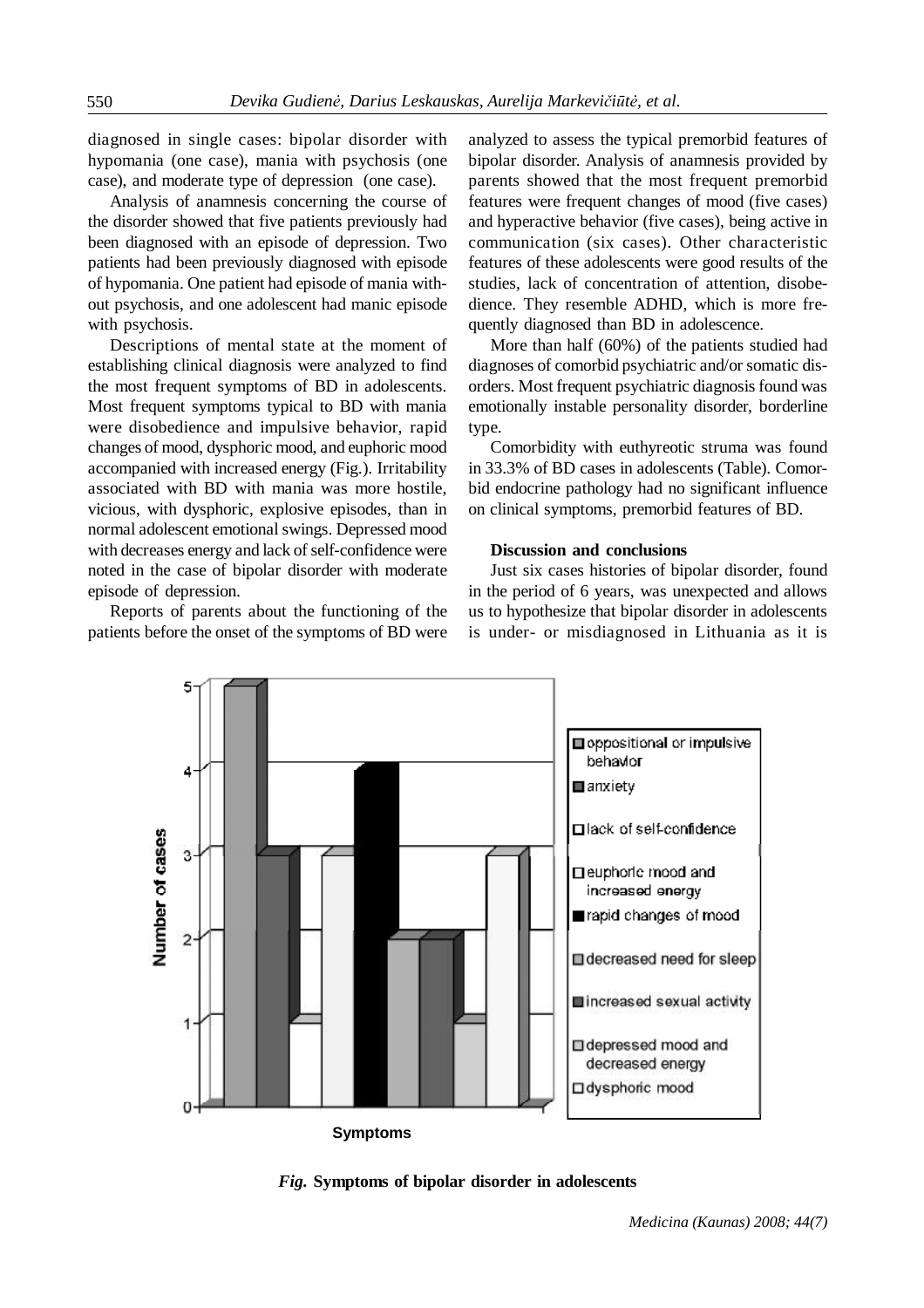diagnosed in single cases: bipolar disorder with hypomania (one case), mania with psychosis (one case), and moderate type of depression (one case).

Analysis of anamnesis concerning the course of the disorder showed that five patients previously had been diagnosed with an episode of depression. Two patients had been previously diagnosed with episode of hypomania. One patient had episode of mania without psychosis, and one adolescent had manic episode with psychosis.

Descriptions of mental state at the moment of establishing clinical diagnosis were analyzed to find the most frequent symptoms of BD in adolescents. Most frequent symptoms typical to BD with mania were disobedience and impulsive behavior, rapid changes of mood, dysphoric mood, and euphoric mood accompanied with increased energy (Fig.). Irritability associated with BD with mania was more hostile, vicious, with dysphoric, explosive episodes, than in normal adolescent emotional swings. Depressed mood with decreases energy and lack of self-confidence were noted in the case of bipolar disorder with moderate episode of depression.

Reports of parents about the functioning of the patients before the onset of the symptoms of BD were analyzed to assess the typical premorbid features of bipolar disorder. Analysis of anamnesis provided by parents showed that the most frequent premorbid features were frequent changes of mood (five cases) and hyperactive behavior (five cases), being active in communication (six cases). Other characteristic features of these adolescents were good results of the studies, lack of concentration of attention, disobedience. They resemble ADHD, which is more frequently diagnosed than BD in adolescence.

More than half (60%) of the patients studied had diagnoses of comorbid psychiatric and/or somatic disorders. Most frequent psychiatric diagnosis found was emotionally instable personality disorder, borderline type.

Comorbidity with euthyreotic struma was found in 33.3% of BD cases in adolescents (Table). Comorbid endocrine pathology had no significant influence on clinical symptoms, premorbid features of BD.

**Discussion and conclusions**

Just six cases histories of bipolar disorder, found in the period of 6 years, was unexpected and allows us to hypothesize that bipolar disorder in adolescents is under- or misdiagnosed in Lithuania as it is

*Fig.* **Symptoms of bipolar disorder in adolescents**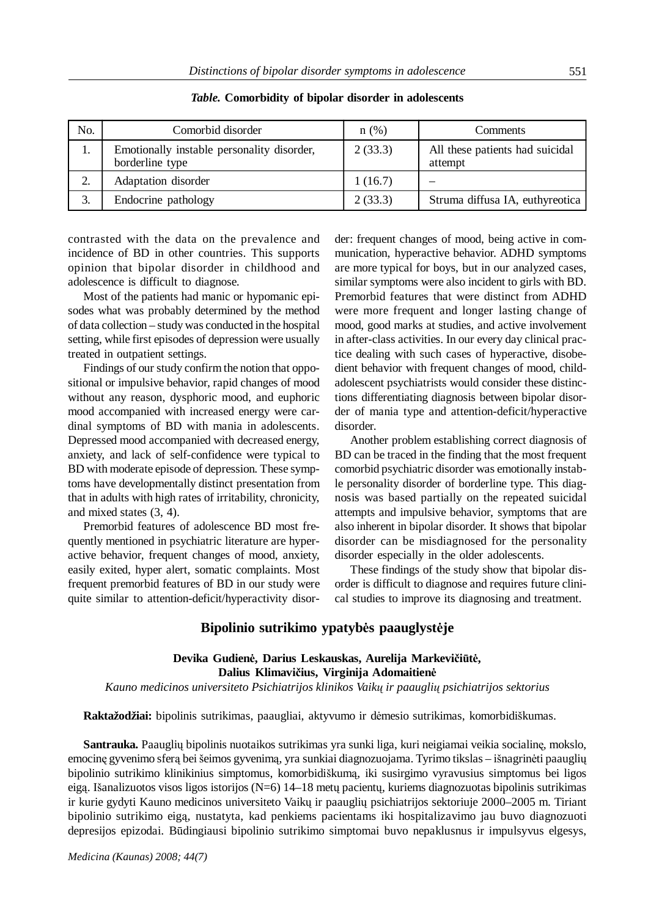***Table.* Comorbidity of bipolar disorder in adolescents**

| No. | Comorbid disorder | n (%) | Comments |
|---|---|---|---|
| 1. | Emotionally instable personality disorder, borderline type | 2 (33.3) | All these patients had suicidal attempt |
| 2. | Adaptation disorder | 1 (16.7) | – |
| 3. | Endocrine pathology | 2 (33.3) | Struma diffusa IA, euthyreotica |

contrasted with the data on the prevalence and incidence of BD in other countries. This supports opinion that bipolar disorder in childhood and adolescence is difficult to diagnose.

Most of the patients had manic or hypomanic episodes what was probably determined by the method of data collection – study was conducted in the hospital setting, while first episodes of depression were usually treated in outpatient settings.

Findings of our study confirm the notion that oppositional or impulsive behavior, rapid changes of mood without any reason, dysphoric mood, and euphoric mood accompanied with increased energy were cardinal symptoms of BD with mania in adolescents. Depressed mood accompanied with decreased energy, anxiety, and lack of self-confidence were typical to BD with moderate episode of depression. These symptoms have developmentally distinct presentation from that in adults with high rates of irritability, chronicity, and mixed states (3, 4).

Premorbid features of adolescence BD most frequently mentioned in psychiatric literature are hyperactive behavior, frequent changes of mood, anxiety, easily exited, hyper alert, somatic complaints. Most frequent premorbid features of BD in our study were quite similar to attention-deficit/hyperactivity disorder: frequent changes of mood, being active in communication, hyperactive behavior. ADHD symptoms are more typical for boys, but in our analyzed cases, similar symptoms were also incident to girls with BD. Premorbid features that were distinct from ADHD were more frequent and longer lasting change of mood, good marks at studies, and active involvement in after-class activities. In our every day clinical practice dealing with such cases of hyperactive, disobedient behavior with frequent changes of mood, child-adolescent psychiatrists would consider these distinctions differentiating diagnosis between bipolar disorder of mania type and attention-deficit/hyperactive disorder.

Another problem establishing correct diagnosis of BD can be traced in the finding that the most frequent comorbid psychiatric disorder was emotionally instable personality disorder of borderline type. This diagnosis was based partially on the repeated suicidal attempts and impulsive behavior, symptoms that are also inherent in bipolar disorder. It shows that bipolar disorder can be misdiagnosed for the personality disorder especially in the older adolescents.

These findings of the study show that bipolar disorder is difficult to diagnose and requires future clinical studies to improve its diagnosing and treatment.

## Bipolinio sutrikimo ypatybės paauglystėje

**Devika Gudienė, Darius Leskauskas, Aurelija Markevičiūtė, Dalius Klimavičius, Virginija Adomaitienė**

*Kauno medicinos universiteto Psichiatrijos klinikos Vaikų ir paauglių psichiatrijos sektorius*

**Raktažodžiai:** bipolinis sutrikimas, paaugliai, aktyvumo ir dėmesio sutrikimas, komorbidiškumas.

**Santrauka.** Paauglių bipolinis nuotaikos sutrikimas yra sunki liga, kuri neigiamai veikia socialinę, mokslo, emocinę gyvenimo sferą bei šeimos gyvenimą, yra sunkiai diagnozuojama. Tyrimo tikslas – išnagrinėti paauglių bipolinio sutrikimo klinikinius simptomus, komorbidiškumą, iki susirgimo vyravusius simptomus bei ligos eigą. Išanalizuotos visos ligos istorijos (N=6) 14–18 metų pacientų, kuriems diagnozuotas bipolinis sutrikimas ir kurie gydyti Kauno medicinos universiteto Vaikų ir paauglių psichiatrijos sektoriuje 2000–2005 m. Tiriant bipolinio sutrikimo eigą, nustatyta, kad penkiems pacientams iki hospitalizavimo jau buvo diagnozuoti depresijos epizodai. Būdingiausi bipolinio sutrikimo simptomai buvo nepaklusnus ir impulsyvus elgesys,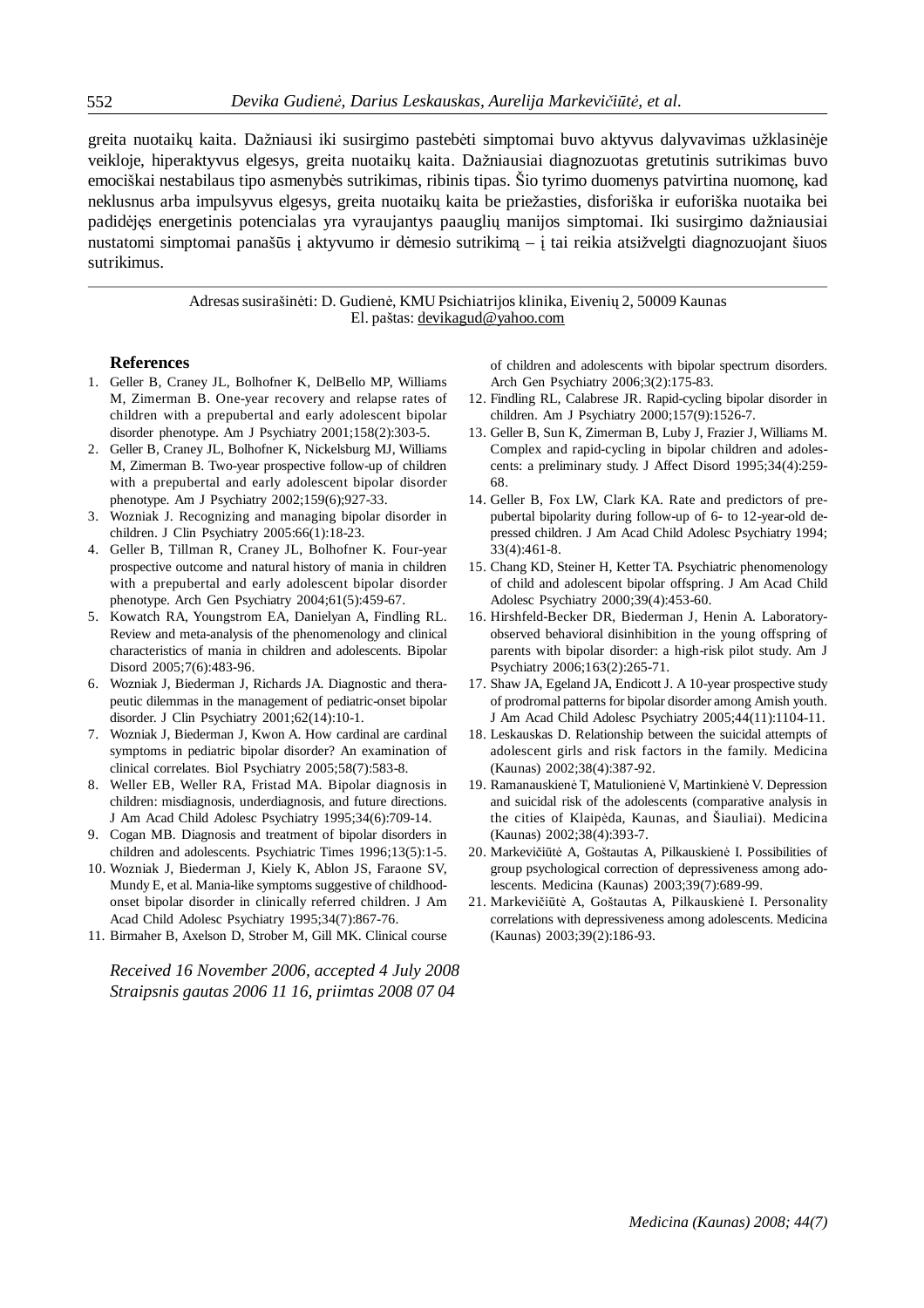greita nuotaikų kaita. Dažniausi iki susirgimo pastebėti simptomai buvo aktyvus dalyvavimas užklasinėje veikloje, hiperaktyvus elgesys, greita nuotaikų kaita. Dažniausiai diagnozuotas gretutinis sutrikimas buvo emociškai nestabilaus tipo asmenybės sutrikimas, ribinis tipas. Šio tyrimo duomenys patvirtina nuomonę, kad neklusnus arba impulsyvus elgesys, greita nuotaikų kaita be priežasties, disforiška ir euforiška nuotaika bei padidėjęs energetinis potencialas yra vyraujantys paauglių manijos simptomai. Iki susirgimo dažniausiai nustatomi simptomai panašūs į aktyvumo ir dėmesio sutrikimą – į tai reikia atsižvelgti diagnozuojant šiuos sutrikimus.

Adresas susirašinėti: D. Gudienė, KMU Psichiatrijos klinika, Eivenių 2, 50009 Kaunas
El. paštas: devikagud@yahoo.com

## References

1. Geller B, Craney JL, Bolhofner K, DelBello MP, Williams M, Zimerman B. One-year recovery and relapse rates of children with a prepubertal and early adolescent bipolar disorder phenotype. Am J Psychiatry 2001;158(2):303-5.
2. Geller B, Craney JL, Bolhofner K, Nickelsburg MJ, Williams M, Zimerman B. Two-year prospective follow-up of children with a prepubertal and early adolescent bipolar disorder phenotype. Am J Psychiatry 2002;159(6);927-33.
3. Wozniak J. Recognizing and managing bipolar disorder in children. J Clin Psychiatry 2005:66(1):18-23.
4. Geller B, Tillman R, Craney JL, Bolhofner K. Four-year prospective outcome and natural history of mania in children with a prepubertal and early adolescent bipolar disorder phenotype. Arch Gen Psychiatry 2004;61(5):459-67.
5. Kowatch RA, Youngstrom EA, Danielyan A, Findling RL. Review and meta-analysis of the phenomenology and clinical characteristics of mania in children and adolescents. Bipolar Disord 2005;7(6):483-96.
6. Wozniak J, Biederman J, Richards JA. Diagnostic and therapeutic dilemmas in the management of pediatric-onset bipolar disorder. J Clin Psychiatry 2001;62(14):10-1.
7. Wozniak J, Biederman J, Kwon A. How cardinal are cardinal symptoms in pediatric bipolar disorder? An examination of clinical correlates. Biol Psychiatry 2005;58(7):583-8.
8. Weller EB, Weller RA, Fristad MA. Bipolar diagnosis in children: misdiagnosis, underdiagnosis, and future directions. J Am Acad Child Adolesc Psychiatry 1995;34(6):709-14.
9. Cogan MB. Diagnosis and treatment of bipolar disorders in children and adolescents. Psychiatric Times 1996;13(5):1-5.
10. Wozniak J, Biederman J, Kiely K, Ablon JS, Faraone SV, Mundy E, et al. Mania-like symptoms suggestive of childhood-onset bipolar disorder in clinically referred children. J Am Acad Child Adolesc Psychiatry 1995;34(7):867-76.
11. Birmaher B, Axelson D, Strober M, Gill MK. Clinical course of children and adolescents with bipolar spectrum disorders. Arch Gen Psychiatry 2006;3(2):175-83.
12. Findling RL, Calabrese JR. Rapid-cycling bipolar disorder in children. Am J Psychiatry 2000;157(9):1526-7.
13. Geller B, Sun K, Zimerman B, Luby J, Frazier J, Williams M. Complex and rapid-cycling in bipolar children and adolescents: a preliminary study. J Affect Disord 1995;34(4):259-68.
14. Geller B, Fox LW, Clark KA. Rate and predictors of prepubertal bipolarity during follow-up of 6- to 12-year-old depressed children. J Am Acad Child Adolesc Psychiatry 1994; 33(4):461-8.
15. Chang KD, Steiner H, Ketter TA. Psychiatric phenomenology of child and adolescent bipolar offspring. J Am Acad Child Adolesc Psychiatry 2000;39(4):453-60.
16. Hirshfeld-Becker DR, Biederman J, Henin A. Laboratory-observed behavioral disinhibition in the young offspring of parents with bipolar disorder: a high-risk pilot study. Am J Psychiatry 2006;163(2):265-71.
17. Shaw JA, Egeland JA, Endicott J. A 10-year prospective study of prodromal patterns for bipolar disorder among Amish youth. J Am Acad Child Adolesc Psychiatry 2005;44(11):1104-11.
18. Leskauskas D. Relationship between the suicidal attempts of adolescent girls and risk factors in the family. Medicina (Kaunas) 2002;38(4):387-92.
19. Ramanauskienė T, Matulionienė V, Martinkienė V. Depression and suicidal risk of the adolescents (comparative analysis in the cities of Klaipėda, Kaunas, and Šiauliai). Medicina (Kaunas) 2002;38(4):393-7.
20. Markevičiūtė A, Goštautas A, Pilkauskienė I. Possibilities of group psychological correction of depressiveness among adolescents. Medicina (Kaunas) 2003;39(7):689-99.
21. Markevičiūtė A, Goštautas A, Pilkauskienė I. Personality correlations with depressiveness among adolescents. Medicina (Kaunas) 2003;39(2):186-93.

*Received 16 November 2006, accepted 4 July 2008*
*Straipsnis gautas 2006 11 16, priimtas 2008 07 04*